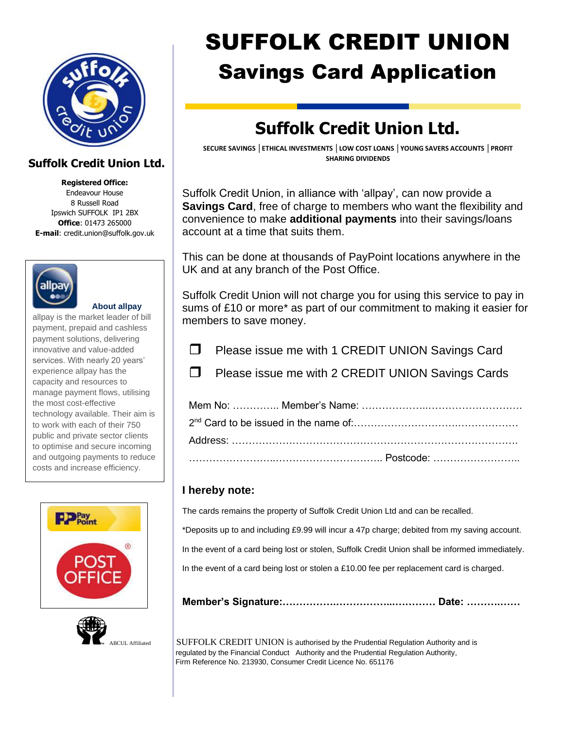# SUFFOLK CREDIT UNION

## Savings Card Application

## Suffolk Credit Union Ltd.

**SECURE SAVINGS | ETHICAL INVESTMENTS | LOW COST LOANS | YOUNG SAVERS ACCOUNTS | PROFIT SHARING DIVIDENDS**

Suffolk Credit Union, in alliance with 'allpay', can now provide a **Savings Card**, free of charge to members who want the flexibility and convenience to make **additional payments** into their savings/loans account at a time that suits them.

This can be done at thousands of PayPoint locations anywhere in the UK and at any branch of the Post Office.

Suffolk Credit Union will not charge you for using this service to pay in sums of £10 or more* as part of our commitment to making it easier for members to save money.

❒ Please issue me with 1 CREDIT UNION Savings Card

❒ Please issue me with 2 CREDIT UNION Savings Cards

Mem No: ………….. Member's Name: ……………….……………………….

2nd Card to be issued in the name of:…………………………….……………

Address: ………………………………………………………………………….

……………………..………………………….. Postcode: ……………………..

### I hereby note:

The cards remains the property of Suffolk Credit Union Ltd and can be recalled.

*Deposits up to and including £9.99 will incur a 47p charge; debited from my saving account.

In the event of a card being lost or stolen, Suffolk Credit Union shall be informed immediately.

In the event of a card being lost or stolen a £10.00 fee per replacement card is charged.

**Member's Signature:…………….…………...………… Date: ……….……**

SUFFOLK CREDIT UNION is authorised by the Prudential Regulation Authority and is regulated by the Financial Conduct Authority and the Prudential Regulation Authority, Firm Reference No. 213930, Consumer Credit Licence No. 651176

---

### Suffolk Credit Union Ltd.

**Registered Office:**
Endeavour House
8 Russell Road
Ipswich SUFFOLK IP1 2BX
**Office**: 01473 265000
**E-mail**: credit.union@suffolk.gov.uk

**About allpay**

allpay is the market leader of bill payment, prepaid and cashless payment solutions, delivering innovative and value-added services. With nearly 20 years' experience allpay has the capacity and resources to manage payment flows, utilising the most cost-effective technology available. Their aim is to work with each of their 750 public and private sector clients to optimise and secure incoming and outgoing payments to reduce costs and increase efficiency.

ABCUL Affiliated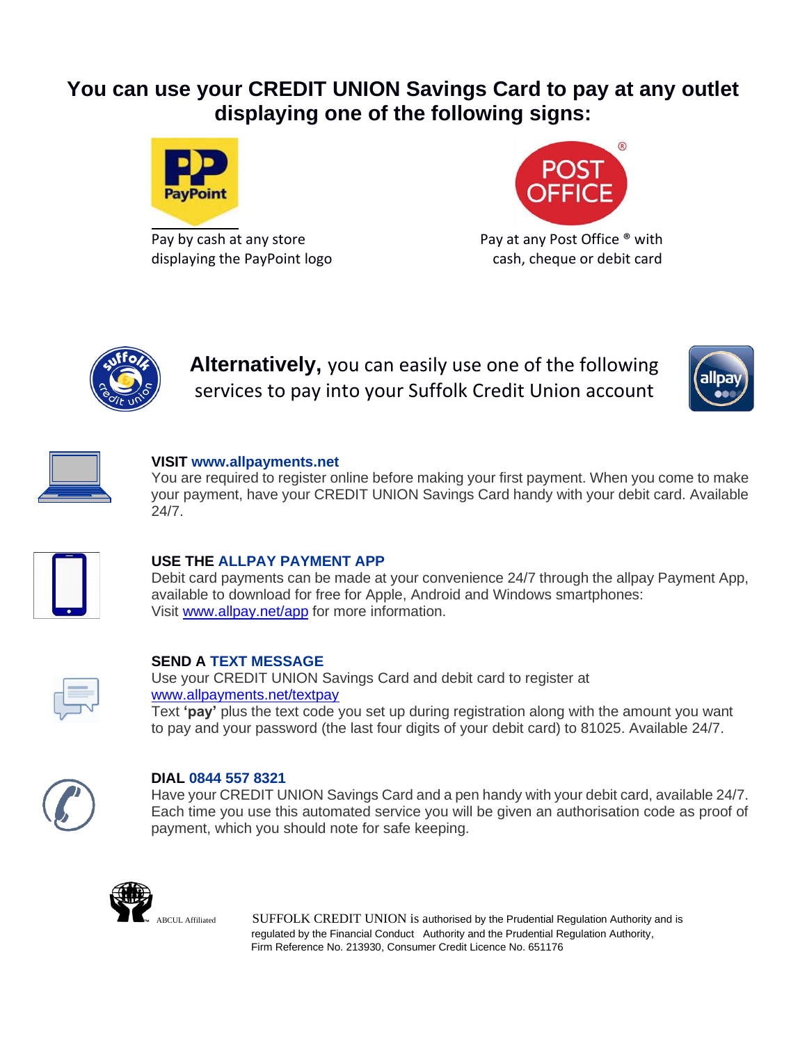# You can use your CREDIT UNION Savings Card to pay at any outlet displaying one of the following signs:

PayPoint

Pay by cash at any store displaying the PayPoint logo

POST OFFICE ®

Pay at any Post Office ® with cash, cheque or debit card

**Alternatively,** you can easily use one of the following services to pay into your Suffolk Credit Union account

### VISIT www.allpayments.net

You are required to register online before making your first payment. When you come to make your payment, have your CREDIT UNION Savings Card handy with your debit card. Available 24/7.

### USE THE ALLPAY PAYMENT APP

Debit card payments can be made at your convenience 24/7 through the allpay Payment App, available to download for free for Apple, Android and Windows smartphones: Visit www.allpay.net/app for more information.

### SEND A TEXT MESSAGE

Use your CREDIT UNION Savings Card and debit card to register at www.allpayments.net/textpay

Text **'pay'** plus the text code you set up during registration along with the amount you want to pay and your password (the last four digits of your debit card) to 81025. Available 24/7.

### DIAL 0844 557 8321

Have your CREDIT UNION Savings Card and a pen handy with your debit card, available 24/7. Each time you use this automated service you will be given an authorisation code as proof of payment, which you should note for safe keeping.

ABCUL Affiliated

SUFFOLK CREDIT UNION is authorised by the Prudential Regulation Authority and is regulated by the Financial Conduct Authority and the Prudential Regulation Authority, Firm Reference No. 213930, Consumer Credit Licence No. 651176